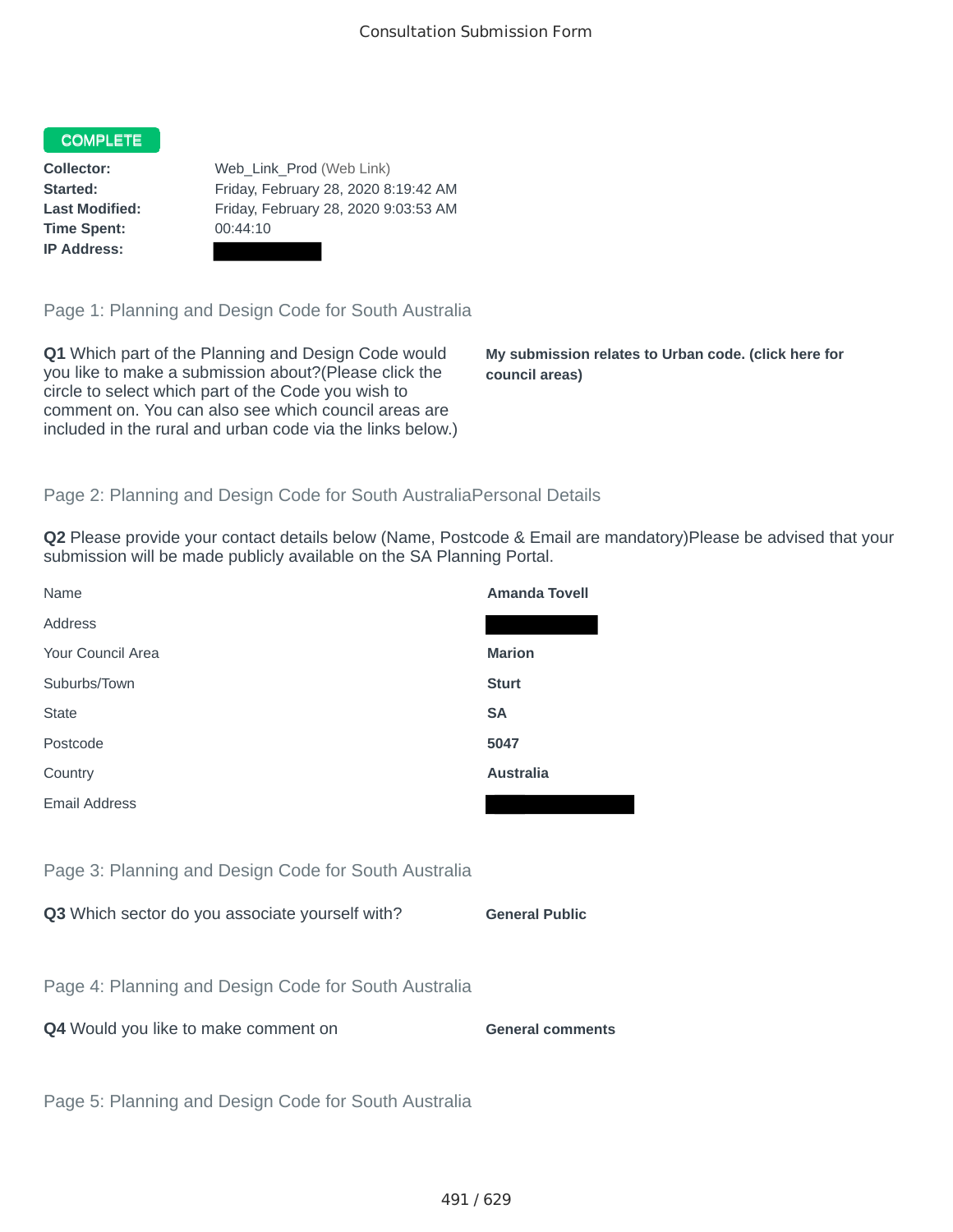# Consultation Submission Form

**COMPLETE**

| | |
|---|---|
| **Collector:** | Web_Link_Prod (Web Link) |
| **Started:** | Friday, February 28, 2020 8:19:42 AM |
| **Last Modified:** | Friday, February 28, 2020 9:03:53 AM |
| **Time Spent:** | 00:44:10 |
| **IP Address:** | |

## Page 1: Planning and Design Code for South Australia

**Q1** Which part of the Planning and Design Code would you like to make a submission about?(Please click the circle to select which part of the Code you wish to comment on. You can also see which council areas are included in the rural and urban code via the links below.)

**My submission relates to Urban code. (click here for council areas)**

## Page 2: Planning and Design Code for South AustraliaPersonal Details

**Q2** Please provide your contact details below (Name, Postcode & Email are mandatory)Please be advised that your submission will be made publicly available on the SA Planning Portal.

| | |
|---|---|
| Name | **Amanda Tovell** |
| Address | |
| Your Council Area | **Marion** |
| Suburbs/Town | **Sturt** |
| State | **SA** |
| Postcode | **5047** |
| Country | **Australia** |
| Email Address | |

## Page 3: Planning and Design Code for South Australia

**Q3** Which sector do you associate yourself with? **General Public**

## Page 4: Planning and Design Code for South Australia

**Q4** Would you like to make comment on **General comments**

## Page 5: Planning and Design Code for South Australia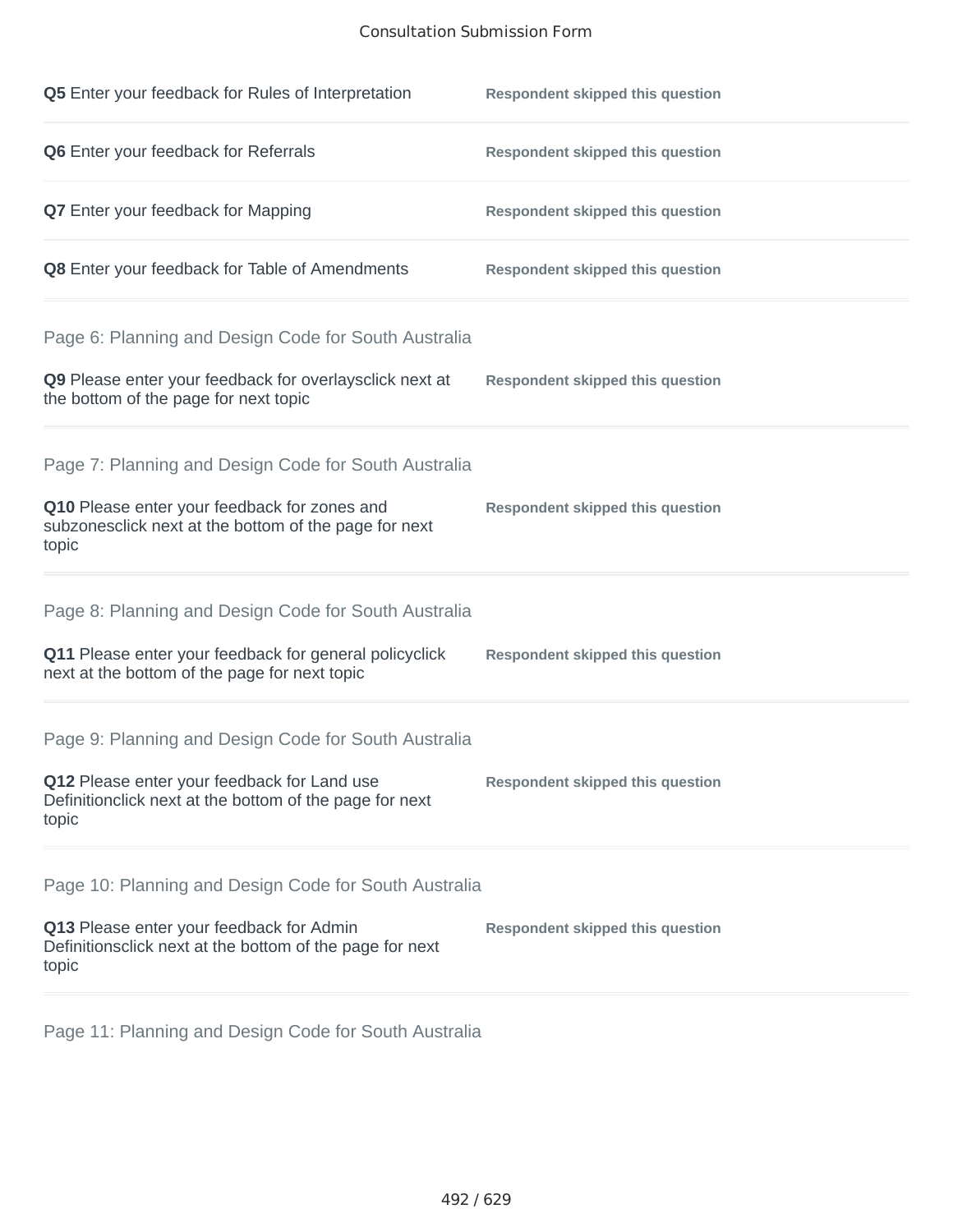**Q5** Enter your feedback for Rules of Interpretation — **Respondent skipped this question**

**Q6** Enter your feedback for Referrals — **Respondent skipped this question**

**Q7** Enter your feedback for Mapping — **Respondent skipped this question**

**Q8** Enter your feedback for Table of Amendments — **Respondent skipped this question**

## Page 6: Planning and Design Code for South Australia

**Q9** Please enter your feedback for overlaysclick next at the bottom of the page for next topic — **Respondent skipped this question**

## Page 7: Planning and Design Code for South Australia

**Q10** Please enter your feedback for zones and subzonesclick next at the bottom of the page for next topic — **Respondent skipped this question**

## Page 8: Planning and Design Code for South Australia

**Q11** Please enter your feedback for general policyclick next at the bottom of the page for next topic — **Respondent skipped this question**

## Page 9: Planning and Design Code for South Australia

**Q12** Please enter your feedback for Land use Definitionclick next at the bottom of the page for next topic — **Respondent skipped this question**

## Page 10: Planning and Design Code for South Australia

**Q13** Please enter your feedback for Admin Definitionsclick next at the bottom of the page for next topic — **Respondent skipped this question**

## Page 11: Planning and Design Code for South Australia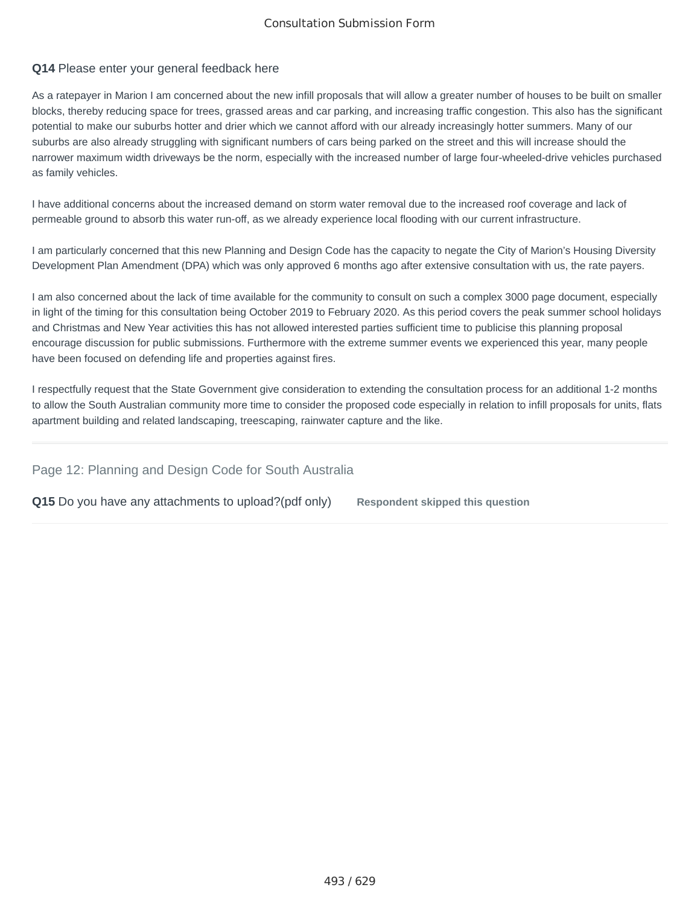**Q14** Please enter your general feedback here

As a ratepayer in Marion I am concerned about the new infill proposals that will allow a greater number of houses to be built on smaller blocks, thereby reducing space for trees, grassed areas and car parking, and increasing traffic congestion. This also has the significant potential to make our suburbs hotter and drier which we cannot afford with our already increasingly hotter summers. Many of our suburbs are also already struggling with significant numbers of cars being parked on the street and this will increase should the narrower maximum width driveways be the norm, especially with the increased number of large four-wheeled-drive vehicles purchased as family vehicles.

I have additional concerns about the increased demand on storm water removal due to the increased roof coverage and lack of permeable ground to absorb this water run-off, as we already experience local flooding with our current infrastructure.

I am particularly concerned that this new Planning and Design Code has the capacity to negate the City of Marion's Housing Diversity Development Plan Amendment (DPA) which was only approved 6 months ago after extensive consultation with us, the rate payers.

I am also concerned about the lack of time available for the community to consult on such a complex 3000 page document, especially in light of the timing for this consultation being October 2019 to February 2020. As this period covers the peak summer school holidays and Christmas and New Year activities this has not allowed interested parties sufficient time to publicise this planning proposal encourage discussion for public submissions. Furthermore with the extreme summer events we experienced this year, many people have been focused on defending life and properties against fires.

I respectfully request that the State Government give consideration to extending the consultation process for an additional 1-2 months to allow the South Australian community more time to consider the proposed code especially in relation to infill proposals for units, flats apartment building and related landscaping, treescaping, rainwater capture and the like.

---

Page 12: Planning and Design Code for South Australia

**Q15** Do you have any attachments to upload?(pdf only) **Respondent skipped this question**